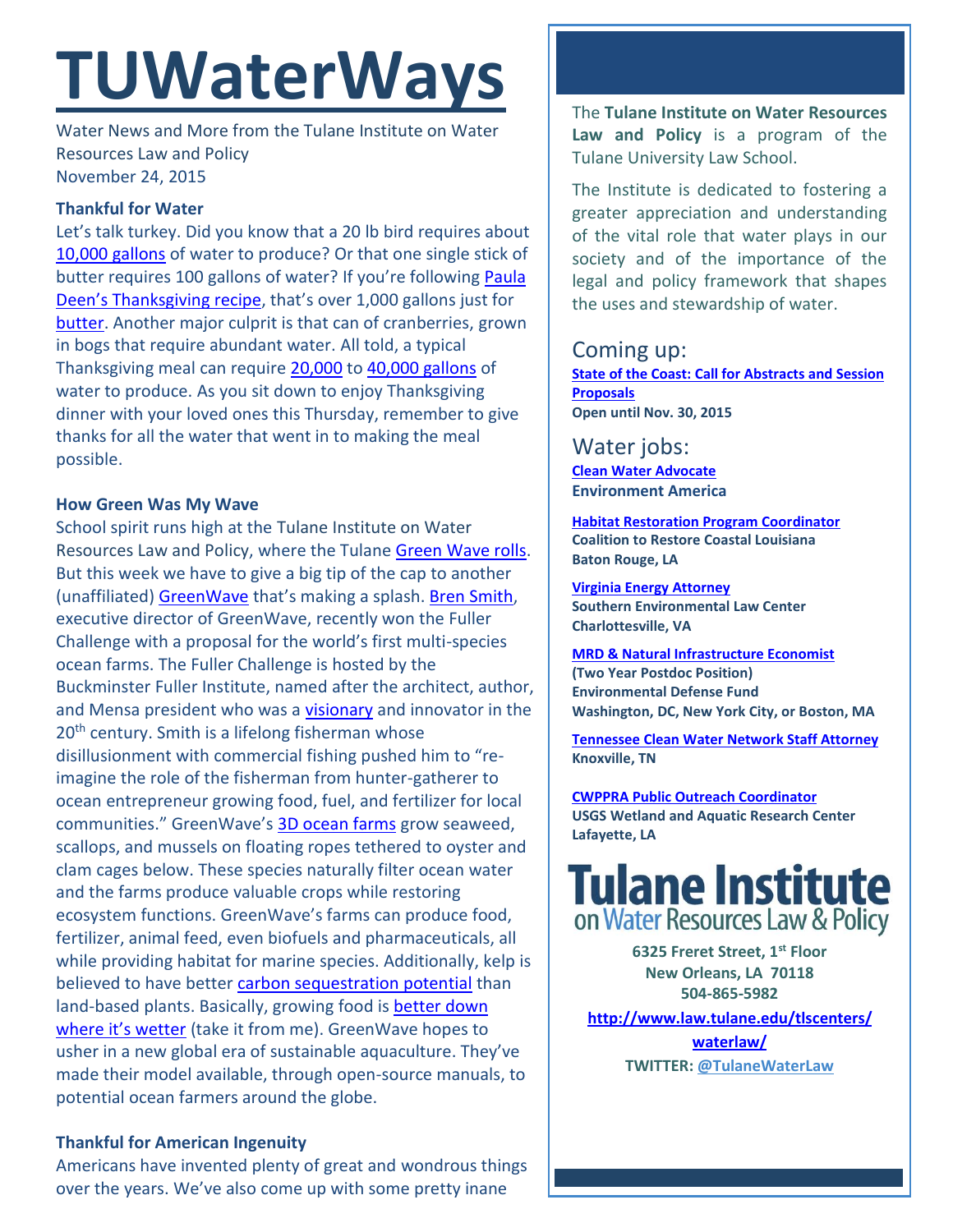# TUWaterWays

Water News and More from the Tulane Institute on Water Resources Law and Policy
November 24, 2015

### Thankful for Water

Let's talk turkey. Did you know that a 20 lb bird requires about 10,000 gallons of water to produce? Or that one single stick of butter requires 100 gallons of water? If you're following Paula Deen's Thanksgiving recipe, that's over 1,000 gallons just for butter. Another major culprit is that can of cranberries, grown in bogs that require abundant water. All told, a typical Thanksgiving meal can require 20,000 to 40,000 gallons of water to produce. As you sit down to enjoy Thanksgiving dinner with your loved ones this Thursday, remember to give thanks for all the water that went in to making the meal possible.

### How Green Was My Wave

School spirit runs high at the Tulane Institute on Water Resources Law and Policy, where the Tulane Green Wave rolls. But this week we have to give a big tip of the cap to another (unaffiliated) GreenWave that's making a splash. Bren Smith, executive director of GreenWave, recently won the Fuller Challenge with a proposal for the world's first multi-species ocean farms. The Fuller Challenge is hosted by the Buckminster Fuller Institute, named after the architect, author, and Mensa president who was a visionary and innovator in the 20th century. Smith is a lifelong fisherman whose disillusionment with commercial fishing pushed him to "re-imagine the role of the fisherman from hunter-gatherer to ocean entrepreneur growing food, fuel, and fertilizer for local communities." GreenWave's 3D ocean farms grow seaweed, scallops, and mussels on floating ropes tethered to oyster and clam cages below. These species naturally filter ocean water and the farms produce valuable crops while restoring ecosystem functions. GreenWave's farms can produce food, fertilizer, animal feed, even biofuels and pharmaceuticals, all while providing habitat for marine species. Additionally, kelp is believed to have better carbon sequestration potential than land-based plants. Basically, growing food is better down where it's wetter (take it from me). GreenWave hopes to usher in a new global era of sustainable aquaculture. They've made their model available, through open-source manuals, to potential ocean farmers around the globe.

### Thankful for American Ingenuity

Americans have invented plenty of great and wondrous things over the years. We've also come up with some pretty inane

---

The **Tulane Institute on Water Resources Law and Policy** is a program of the Tulane University Law School.

The Institute is dedicated to fostering a greater appreciation and understanding of the vital role that water plays in our society and of the importance of the legal and policy framework that shapes the uses and stewardship of water.

## Coming up:

**State of the Coast: Call for Abstracts and Session Proposals**
**Open until Nov. 30, 2015**

## Water jobs:

**Clean Water Advocate**
**Environment America**

**Habitat Restoration Program Coordinator**
**Coalition to Restore Coastal Louisiana**
**Baton Rouge, LA**

**Virginia Energy Attorney**
**Southern Environmental Law Center**
**Charlottesville, VA**

**MRD & Natural Infrastructure Economist**
**(Two Year Postdoc Position)**
**Environmental Defense Fund**
**Washington, DC, New York City, or Boston, MA**

**Tennessee Clean Water Network Staff Attorney**
**Knoxville, TN**

**CWPPRA Public Outreach Coordinator**
**USGS Wetland and Aquatic Research Center**
**Lafayette, LA**

**Tulane Institute on Water Resources Law & Policy**

**6325 Freret Street, 1st Floor**
**New Orleans, LA 70118**
**504-865-5982**
**http://www.law.tulane.edu/tlscenters/waterlaw/**
**TWITTER: @TulaneWaterLaw**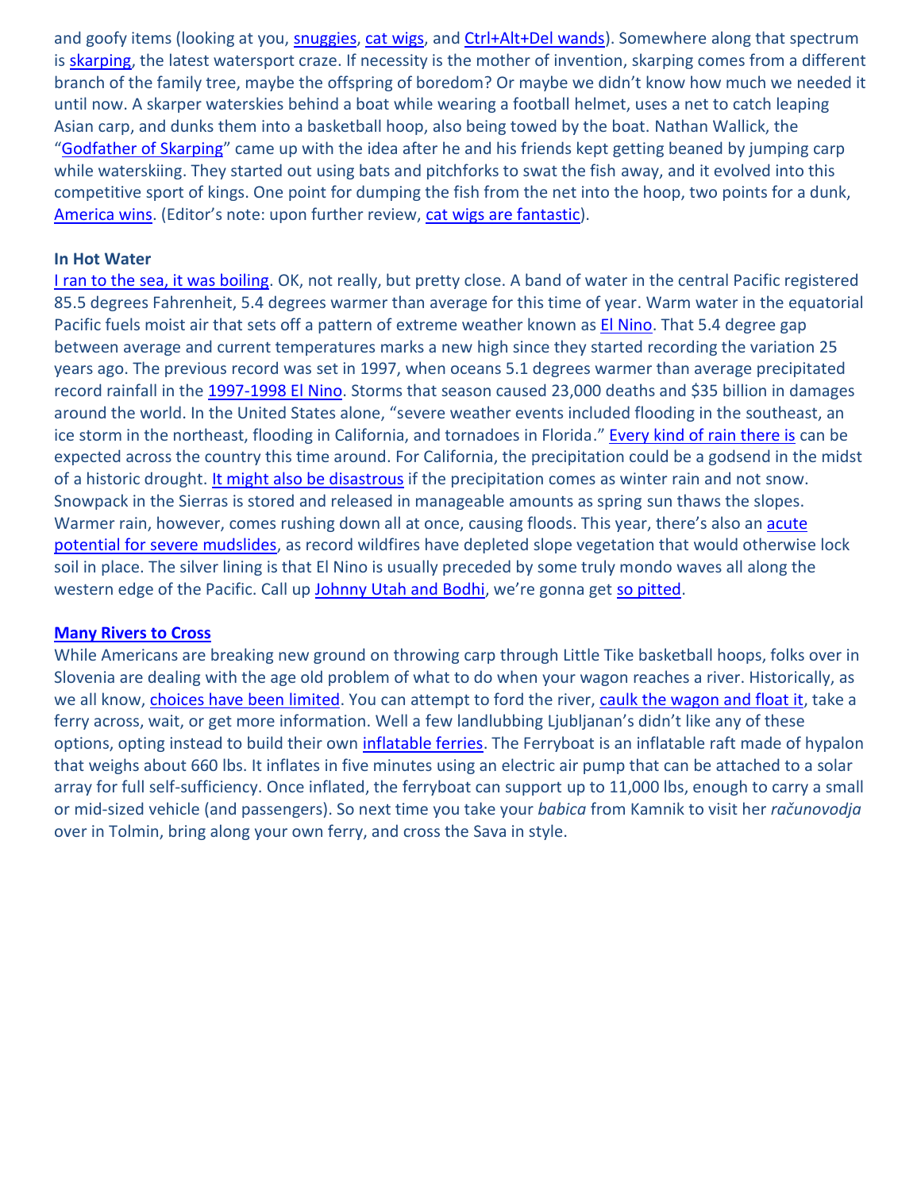and goofy items (looking at you, snuggies, cat wigs, and Ctrl+Alt+Del wands). Somewhere along that spectrum is skarping, the latest watersport craze. If necessity is the mother of invention, skarping comes from a different branch of the family tree, maybe the offspring of boredom? Or maybe we didn't know how much we needed it until now. A skarper waterskies behind a boat while wearing a football helmet, uses a net to catch leaping Asian carp, and dunks them into a basketball hoop, also being towed by the boat. Nathan Wallick, the "Godfather of Skarping" came up with the idea after he and his friends kept getting beaned by jumping carp while waterskiing. They started out using bats and pitchforks to swat the fish away, and it evolved into this competitive sport of kings. One point for dumping the fish from the net into the hoop, two points for a dunk, America wins. (Editor's note: upon further review, cat wigs are fantastic).

**In Hot Water**

I ran to the sea, it was boiling. OK, not really, but pretty close. A band of water in the central Pacific registered 85.5 degrees Fahrenheit, 5.4 degrees warmer than average for this time of year. Warm water in the equatorial Pacific fuels moist air that sets off a pattern of extreme weather known as El Nino. That 5.4 degree gap between average and current temperatures marks a new high since they started recording the variation 25 years ago. The previous record was set in 1997, when oceans 5.1 degrees warmer than average precipitated record rainfall in the 1997-1998 El Nino. Storms that season caused 23,000 deaths and $35 billion in damages around the world. In the United States alone, "severe weather events included flooding in the southeast, an ice storm in the northeast, flooding in California, and tornadoes in Florida." Every kind of rain there is can be expected across the country this time around. For California, the precipitation could be a godsend in the midst of a historic drought. It might also be disastrous if the precipitation comes as winter rain and not snow. Snowpack in the Sierras is stored and released in manageable amounts as spring sun thaws the slopes. Warmer rain, however, comes rushing down all at once, causing floods. This year, there's also an acute potential for severe mudslides, as record wildfires have depleted slope vegetation that would otherwise lock soil in place. The silver lining is that El Nino is usually preceded by some truly mondo waves all along the western edge of the Pacific. Call up Johnny Utah and Bodhi, we're gonna get so pitted.

**Many Rivers to Cross**

While Americans are breaking new ground on throwing carp through Little Tike basketball hoops, folks over in Slovenia are dealing with the age old problem of what to do when your wagon reaches a river. Historically, as we all know, choices have been limited. You can attempt to ford the river, caulk the wagon and float it, take a ferry across, wait, or get more information. Well a few landlubbing Ljubljanan's didn't like any of these options, opting instead to build their own inflatable ferries. The Ferryboat is an inflatable raft made of hypalon that weighs about 660 lbs. It inflates in five minutes using an electric air pump that can be attached to a solar array for full self-sufficiency. Once inflated, the ferryboat can support up to 11,000 lbs, enough to carry a small or mid-sized vehicle (and passengers). So next time you take your *babica* from Kamnik to visit her *računovodja* over in Tolmin, bring along your own ferry, and cross the Sava in style.